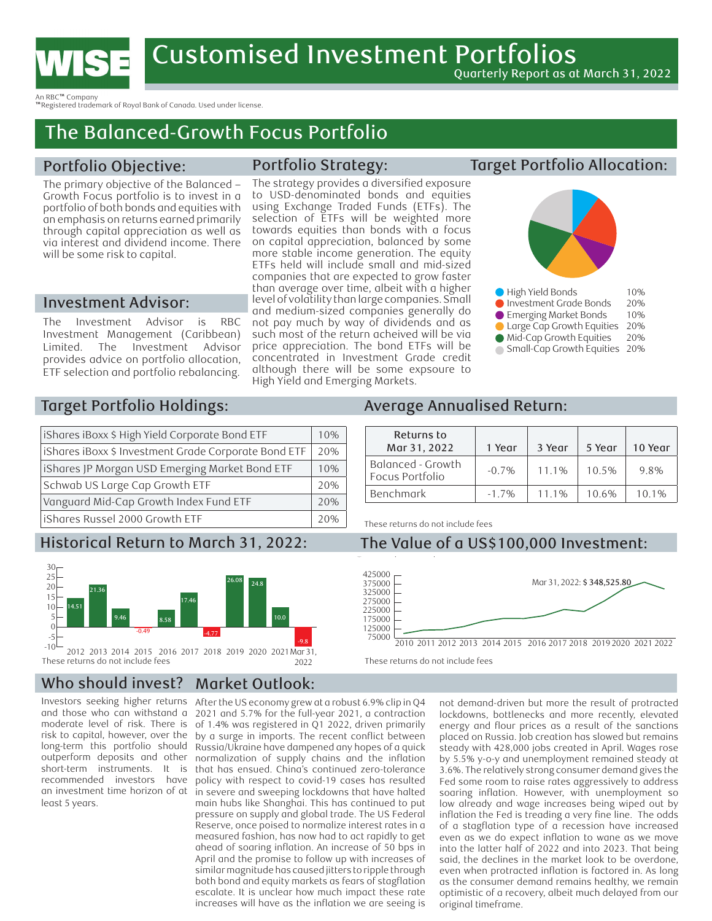# Customised Investment Portfolios

Quarterly Report as at March 31, 2022

WISE

An RBC™ Company
™Registered trademark of Royal Bank of Canada. Used under license.

## The Balanced-Growth Focus Portfolio

### Portfolio Objective:

The primary objective of the Balanced – Growth Focus portfolio is to invest in a portfolio of both bonds and equities with an emphasis on returns earned primarily through capital appreciation as well as via interest and dividend income. There will be some risk to capital.

### Investment Advisor:

The Investment Advisor is RBC Investment Management (Caribbean) Limited. The Investment Advisor provides advice on portfolio allocation, ETF selection and portfolio rebalancing.

### Portfolio Strategy:

The strategy provides a diversified exposure to USD-denominated bonds and equities using Exchange Traded Funds (ETFs). The selection of ETFs will be weighted more towards equities than bonds with a focus on capital appreciation, balanced by some more stable income generation. The equity ETFs held will include small and mid-sized companies that are expected to grow faster than average over time, albeit with a higher level of volatility than large companies. Small and medium-sized companies generally do not pay much by way of dividends and as such most of the return acheived will be via price appreciation. The bond ETFs will be concentrated in Investment Grade credit although there will be some expsoure to High Yield and Emerging Markets.

### Target Portfolio Allocation:

| Asset Class | Allocation |
|---|---|
| High Yield Bonds | 10% |
| Investment Grade Bonds | 20% |
| Emerging Market Bonds | 10% |
| Large Cap Growth Equities | 20% |
| Mid-Cap Growth Equities | 20% |
| Small-Cap Growth Equities | 20% |

### Target Portfolio Holdings:

| Holding | Weight |
|---|---|
| iShares iBoxx $ High Yield Corporate Bond ETF | 10% |
| iShares iBoxx $ Investment Grade Corporate Bond ETF | 20% |
| iShares JP Morgan USD Emerging Market Bond ETF | 10% |
| Schwab US Large Cap Growth ETF | 20% |
| Vanguard Mid-Cap Growth Index Fund ETF | 20% |
| iShares Russel 2000 Growth ETF | 20% |

### Average Annualised Return:

| Returns to Mar 31, 2022 | 1 Year | 3 Year | 5 Year | 10 Year |
|---|---|---|---|---|
| Balanced - Growth Focus Portfolio | -0.7% | 11.1% | 10.5% | 9.8% |
| Benchmark | -1.7% | 11.1% | 10.6% | 10.1% |

These returns do not include fees

### Historical Return to March 31, 2022:

| Year | 2012 | 2013 | 2014 | 2015 | 2016 | 2017 | 2018 | 2019 | 2020 | 2021 | Mar 31, 2022 |
|---|---|---|---|---|---|---|---|---|---|---|---|
| Return (%) | 14.51 | 21.36 | 9.46 | -0.49 | 8.58 | 17.46 | -4.77 | 26.08 | 24.8 | 10.0 | -9.8 |

These returns do not include fees

### The Value of a US$100,000 Investment:

Mar 31, 2022: **$ 348,525.80**

These returns do not include fees

### Who should invest?

Investors seeking higher returns and those who can withstand a moderate level of risk. There is risk to capital, however, over the long-term this portfolio should outperform deposits and other short-term instruments. It is recommended investors have an investment time horizon of at least 5 years.

### Market Outlook:

After the US economy grew at a robust 6.9% clip in Q4 2021 and 5.7% for the full-year 2021, a contraction of 1.4% was registered in Q1 2022, driven primarily by a surge in imports. The recent conflict between Russia/Ukraine have dampened any hopes of a quick normalization of supply chains and the inflation that has ensued. China's continued zero-tolerance policy with respect to covid-19 cases has resulted in severe and sweeping lockdowns that have halted main hubs like Shanghai. This has continued to put pressure on supply and global trade. The US Federal Reserve, once poised to normalize interest rates in a measured fashion, has now had to act rapidly to get ahead of soaring inflation. An increase of 50 bps in April and the promise to follow up with increases of similar magnitude has caused jitters to ripple through both bond and equity markets as fears of stagflation escalate. It is unclear how much impact these rate increases will have as the inflation we are seeing is not demand-driven but more the result of protracted lockdowns, bottlenecks and more recently, elevated energy and flour prices as a result of the sanctions placed on Russia. Job creation has slowed but remains steady with 428,000 jobs created in April. Wages rose by 5.5% y-o-y and unemployment remained steady at 3.6%. The relatively strong consumer demand gives the Fed some room to raise rates aggressively to address soaring inflation. However, with unemployment so low already and wage increases being wiped out by inflation the Fed is treading a very fine line. The odds of a stagflation type of a recession have increased even as we do expect inflation to wane as we move into the latter half of 2022 and into 2023. That being said, the declines in the market look to be overdone, even when protracted inflation is factored in. As long as the consumer demand remains healthy, we remain optimistic of a recovery, albeit much delayed from our original timeframe.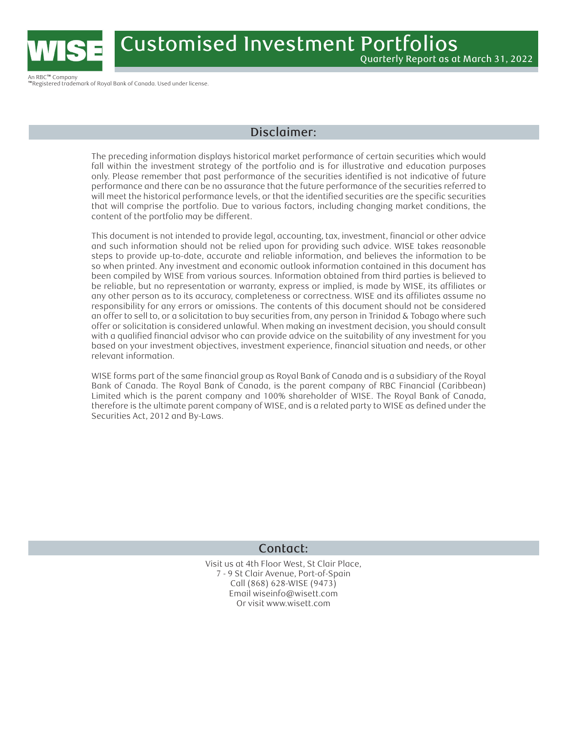WISE

An RBC™ Company
™Registered trademark of Royal Bank of Canada. Used under license.

# Customised Investment Portfolios

Quarterly Report as at March 31, 2022

## Disclaimer:

The preceding information displays historical market performance of certain securities which would fall within the investment strategy of the portfolio and is for illustrative and education purposes only. Please remember that past performance of the securities identified is not indicative of future performance and there can be no assurance that the future performance of the securities referred to will meet the historical performance levels, or that the identified securities are the specific securities that will comprise the portfolio. Due to various factors, including changing market conditions, the content of the portfolio may be different.

This document is not intended to provide legal, accounting, tax, investment, financial or other advice and such information should not be relied upon for providing such advice. WISE takes reasonable steps to provide up-to-date, accurate and reliable information, and believes the information to be so when printed. Any investment and economic outlook information contained in this document has been compiled by WISE from various sources. Information obtained from third parties is believed to be reliable, but no representation or warranty, express or implied, is made by WISE, its affiliates or any other person as to its accuracy, completeness or correctness. WISE and its affiliates assume no responsibility for any errors or omissions. The contents of this document should not be considered an offer to sell to, or a solicitation to buy securities from, any person in Trinidad & Tobago where such offer or solicitation is considered unlawful. When making an investment decision, you should consult with a qualified financial advisor who can provide advice on the suitability of any investment for you based on your investment objectives, investment experience, financial situation and needs, or other relevant information.

WISE forms part of the same financial group as Royal Bank of Canada and is a subsidiary of the Royal Bank of Canada. The Royal Bank of Canada, is the parent company of RBC Financial (Caribbean) Limited which is the parent company and 100% shareholder of WISE. The Royal Bank of Canada, therefore is the ultimate parent company of WISE, and is a related party to WISE as defined under the Securities Act, 2012 and By-Laws.

## Contact:

Visit us at 4th Floor West, St Clair Place,
7 - 9 St Clair Avenue, Port-of-Spain
Call (868) 628-WISE (9473)
Email wiseinfo@wisett.com
Or visit www.wisett.com